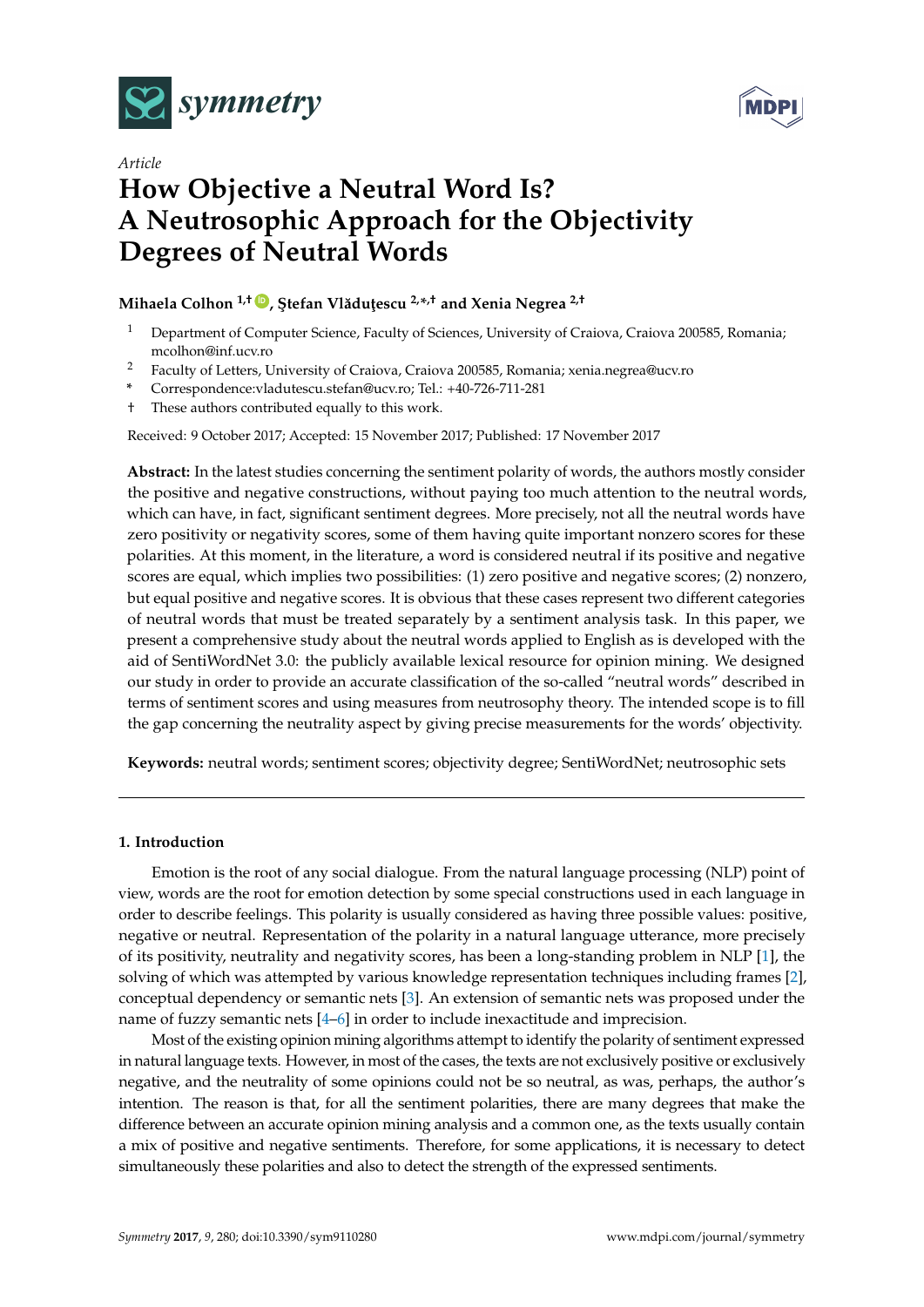*Article*

# How Objective a Neutral Word Is? A Neutrosophic Approach for the Objectivity Degrees of Neutral Words

**Mihaela Colhon [1,†], Ştefan Vlăduţescu [2,*,†] and Xenia Negrea [2,†]**

[1] Department of Computer Science, Faculty of Sciences, University of Craiova, Craiova 200585, Romania; mcolhon@inf.ucv.ro

[2] Faculty of Letters, University of Craiova, Craiova 200585, Romania; xenia.negrea@ucv.ro

\* Correspondence:vladutescu.stefan@ucv.ro; Tel.: +40-726-711-281

† These authors contributed equally to this work.

Received: 9 October 2017; Accepted: 15 November 2017; Published: 17 November 2017

**Abstract:** In the latest studies concerning the sentiment polarity of words, the authors mostly consider the positive and negative constructions, without paying too much attention to the neutral words, which can have, in fact, significant sentiment degrees. More precisely, not all the neutral words have zero positivity or negativity scores, some of them having quite important nonzero scores for these polarities. At this moment, in the literature, a word is considered neutral if its positive and negative scores are equal, which implies two possibilities: (1) zero positive and negative scores; (2) nonzero, but equal positive and negative scores. It is obvious that these cases represent two different categories of neutral words that must be treated separately by a sentiment analysis task. In this paper, we present a comprehensive study about the neutral words applied to English as is developed with the aid of SentiWordNet 3.0: the publicly available lexical resource for opinion mining. We designed our study in order to provide an accurate classification of the so-called "neutral words" described in terms of sentiment scores and using measures from neutrosophy theory. The intended scope is to fill the gap concerning the neutrality aspect by giving precise measurements for the words' objectivity.

**Keywords:** neutral words; sentiment scores; objectivity degree; SentiWordNet; neutrosophic sets

---

## 1. Introduction

Emotion is the root of any social dialogue. From the natural language processing (NLP) point of view, words are the root for emotion detection by some special constructions used in each language in order to describe feelings. This polarity is usually considered as having three possible values: positive, negative or neutral. Representation of the polarity in a natural language utterance, more precisely of its positivity, neutrality and negativity scores, has been a long-standing problem in NLP [1], the solving of which was attempted by various knowledge representation techniques including frames [2], conceptual dependency or semantic nets [3]. An extension of semantic nets was proposed under the name of fuzzy semantic nets [4–6] in order to include inexactitude and imprecision.

Most of the existing opinion mining algorithms attempt to identify the polarity of sentiment expressed in natural language texts. However, in most of the cases, the texts are not exclusively positive or exclusively negative, and the neutrality of some opinions could not be so neutral, as was, perhaps, the author's intention. The reason is that, for all the sentiment polarities, there are many degrees that make the difference between an accurate opinion mining analysis and a common one, as the texts usually contain a mix of positive and negative sentiments. Therefore, for some applications, it is necessary to detect simultaneously these polarities and also to detect the strength of the expressed sentiments.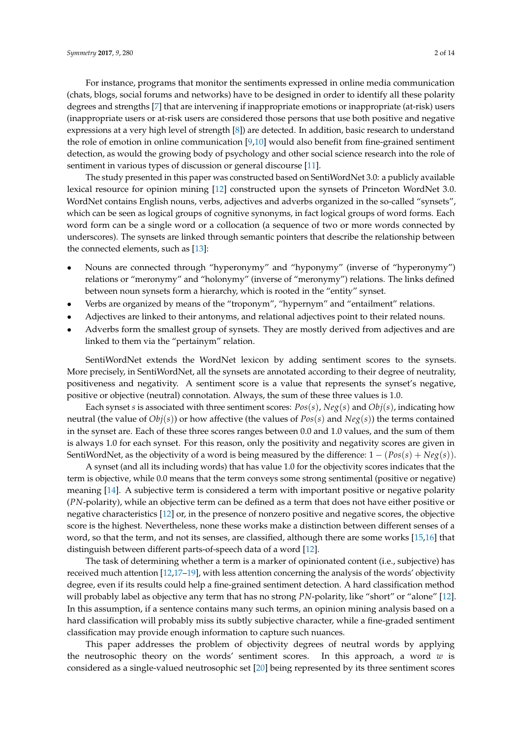For instance, programs that monitor the sentiments expressed in online media communication (chats, blogs, social forums and networks) have to be designed in order to identify all these polarity degrees and strengths [7] that are intervening if inappropriate emotions or inappropriate (at-risk) users (inappropriate users or at-risk users are considered those persons that use both positive and negative expressions at a very high level of strength [8]) are detected. In addition, basic research to understand the role of emotion in online communication [9,10] would also benefit from fine-grained sentiment detection, as would the growing body of psychology and other social science research into the role of sentiment in various types of discussion or general discourse [11].

The study presented in this paper was constructed based on SentiWordNet 3.0: a publicly available lexical resource for opinion mining [12] constructed upon the synsets of Princeton WordNet 3.0. WordNet contains English nouns, verbs, adjectives and adverbs organized in the so-called "synsets", which can be seen as logical groups of cognitive synonyms, in fact logical groups of word forms. Each word form can be a single word or a collocation (a sequence of two or more words connected by underscores). The synsets are linked through semantic pointers that describe the relationship between the connected elements, such as [13]:

- Nouns are connected through "hyperonymy" and "hyponymy" (inverse of "hyperonymy") relations or "meronymy" and "holonymy" (inverse of "meronymy") relations. The links defined between noun synsets form a hierarchy, which is rooted in the "entity" synset.
- Verbs are organized by means of the "troponym", "hypernym" and "entailment" relations.
- Adjectives are linked to their antonyms, and relational adjectives point to their related nouns.
- Adverbs form the smallest group of synsets. They are mostly derived from adjectives and are linked to them via the "pertainym" relation.

SentiWordNet extends the WordNet lexicon by adding sentiment scores to the synsets. More precisely, in SentiWordNet, all the synsets are annotated according to their degree of neutrality, positiveness and negativity. A sentiment score is a value that represents the synset's negative, positive or objective (neutral) connotation. Always, the sum of these three values is 1.0.

Each synset $s$ is associated with three sentiment scores: $Pos(s)$, $Neg(s)$ and $Obj(s)$, indicating how neutral (the value of $Obj(s)$) or how affective (the values of $Pos(s)$ and $Neg(s)$) the terms contained in the synset are. Each of these three scores ranges between 0.0 and 1.0 values, and the sum of them is always 1.0 for each synset. For this reason, only the positivity and negativity scores are given in SentiWordNet, as the objectivity of a word is being measured by the difference: $1 - (Pos(s) + Neg(s))$.

A synset (and all its including words) that has value 1.0 for the objectivity scores indicates that the term is objective, while 0.0 means that the term conveys some strong sentimental (positive or negative) meaning [14]. A subjective term is considered a term with important positive or negative polarity ($PN$-polarity), while an objective term can be defined as a term that does not have either positive or negative characteristics [12] or, in the presence of nonzero positive and negative scores, the objective score is the highest. Nevertheless, none these works make a distinction between different senses of a word, so that the term, and not its senses, are classified, although there are some works [15,16] that distinguish between different parts-of-speech data of a word [12].

The task of determining whether a term is a marker of opinionated content (i.e., subjective) has received much attention [12,17–19], with less attention concerning the analysis of the words' objectivity degree, even if its results could help a fine-grained sentiment detection. A hard classification method will probably label as objective any term that has no strong $PN$-polarity, like "short" or "alone" [12]. In this assumption, if a sentence contains many such terms, an opinion mining analysis based on a hard classification will probably miss its subtly subjective character, while a fine-graded sentiment classification may provide enough information to capture such nuances.

This paper addresses the problem of objectivity degrees of neutral words by applying the neutrosophic theory on the words' sentiment scores. In this approach, a word $w$ is considered as a single-valued neutrosophic set [20] being represented by its three sentiment scores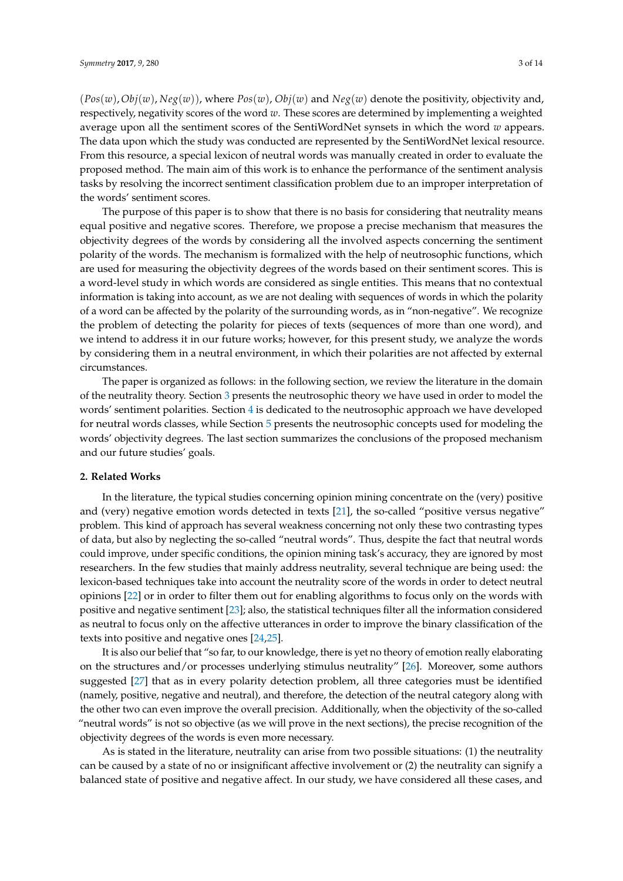$(Pos(w), Obj(w), Neg(w))$, where $Pos(w)$, $Obj(w)$ and $Neg(w)$ denote the positivity, objectivity and, respectively, negativity scores of the word $w$. These scores are determined by implementing a weighted average upon all the sentiment scores of the SentiWordNet synsets in which the word $w$ appears. The data upon which the study was conducted are represented by the SentiWordNet lexical resource. From this resource, a special lexicon of neutral words was manually created in order to evaluate the proposed method. The main aim of this work is to enhance the performance of the sentiment analysis tasks by resolving the incorrect sentiment classification problem due to an improper interpretation of the words' sentiment scores.

The purpose of this paper is to show that there is no basis for considering that neutrality means equal positive and negative scores. Therefore, we propose a precise mechanism that measures the objectivity degrees of the words by considering all the involved aspects concerning the sentiment polarity of the words. The mechanism is formalized with the help of neutrosophic functions, which are used for measuring the objectivity degrees of the words based on their sentiment scores. This is a word-level study in which words are considered as single entities. This means that no contextual information is taking into account, as we are not dealing with sequences of words in which the polarity of a word can be affected by the polarity of the surrounding words, as in "non-negative". We recognize the problem of detecting the polarity for pieces of texts (sequences of more than one word), and we intend to address it in our future works; however, for this present study, we analyze the words by considering them in a neutral environment, in which their polarities are not affected by external circumstances.

The paper is organized as follows: in the following section, we review the literature in the domain of the neutrality theory. Section 3 presents the neutrosophic theory we have used in order to model the words' sentiment polarities. Section 4 is dedicated to the neutrosophic approach we have developed for neutral words classes, while Section 5 presents the neutrosophic concepts used for modeling the words' objectivity degrees. The last section summarizes the conclusions of the proposed mechanism and our future studies' goals.

## 2. Related Works

In the literature, the typical studies concerning opinion mining concentrate on the (very) positive and (very) negative emotion words detected in texts [21], the so-called "positive versus negative" problem. This kind of approach has several weakness concerning not only these two contrasting types of data, but also by neglecting the so-called "neutral words". Thus, despite the fact that neutral words could improve, under specific conditions, the opinion mining task's accuracy, they are ignored by most researchers. In the few studies that mainly address neutrality, several technique are being used: the lexicon-based techniques take into account the neutrality score of the words in order to detect neutral opinions [22] or in order to filter them out for enabling algorithms to focus only on the words with positive and negative sentiment [23]; also, the statistical techniques filter all the information considered as neutral to focus only on the affective utterances in order to improve the binary classification of the texts into positive and negative ones [24,25].

It is also our belief that "so far, to our knowledge, there is yet no theory of emotion really elaborating on the structures and/or processes underlying stimulus neutrality" [26]. Moreover, some authors suggested [27] that as in every polarity detection problem, all three categories must be identified (namely, positive, negative and neutral), and therefore, the detection of the neutral category along with the other two can even improve the overall precision. Additionally, when the objectivity of the so-called "neutral words" is not so objective (as we will prove in the next sections), the precise recognition of the objectivity degrees of the words is even more necessary.

As is stated in the literature, neutrality can arise from two possible situations: (1) the neutrality can be caused by a state of no or insignificant affective involvement or (2) the neutrality can signify a balanced state of positive and negative affect. In our study, we have considered all these cases, and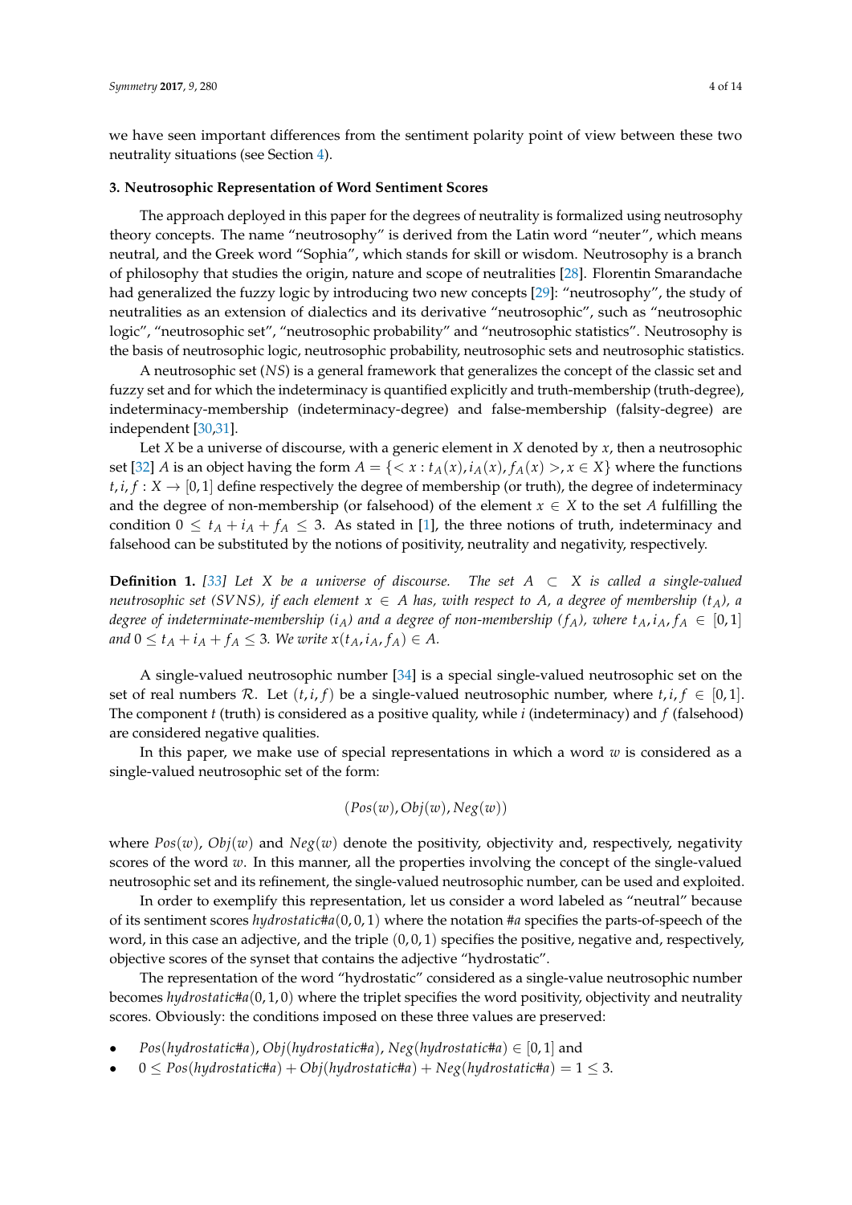we have seen important differences from the sentiment polarity point of view between these two neutrality situations (see Section 4).

### 3. Neutrosophic Representation of Word Sentiment Scores

The approach deployed in this paper for the degrees of neutrality is formalized using neutrosophy theory concepts. The name "neutrosophy" is derived from the Latin word "neuter", which means neutral, and the Greek word "Sophia", which stands for skill or wisdom. Neutrosophy is a branch of philosophy that studies the origin, nature and scope of neutralities [28]. Florentin Smarandache had generalized the fuzzy logic by introducing two new concepts [29]: "neutrosophy", the study of neutralities as an extension of dialectics and its derivative "neutrosophic", such as "neutrosophic logic", "neutrosophic set", "neutrosophic probability" and "neutrosophic statistics". Neutrosophy is the basis of neutrosophic logic, neutrosophic probability, neutrosophic sets and neutrosophic statistics.

A neutrosophic set ($NS$) is a general framework that generalizes the concept of the classic set and fuzzy set and for which the indeterminacy is quantified explicitly and truth-membership (truth-degree), indeterminacy-membership (indeterminacy-degree) and false-membership (falsity-degree) are independent [30,31].

Let $X$ be a universe of discourse, with a generic element in $X$ denoted by $x$, then a neutrosophic set [32] $A$ is an object having the form $A = \{< x : t_A(x), i_A(x), f_A(x) >, x \in X\}$ where the functions $t, i, f : X \to [0, 1]$ define respectively the degree of membership (or truth), the degree of indeterminacy and the degree of non-membership (or falsehood) of the element $x \in X$ to the set $A$ fulfilling the condition $0 \leq t_A + i_A + f_A \leq 3$. As stated in [1], the three notions of truth, indeterminacy and falsehood can be substituted by the notions of positivity, neutrality and negativity, respectively.

**Definition 1.** *[33] Let $X$ be a universe of discourse. The set $A \subset X$ is called a single-valued neutrosophic set (SVNS), if each element $x \in A$ has, with respect to $A$, a degree of membership ($t_A$), a degree of indeterminate-membership ($i_A$) and a degree of non-membership ($f_A$), where $t_A, i_A, f_A \in [0, 1]$ and $0 \leq t_A + i_A + f_A \leq 3$. We write $x(t_A, i_A, f_A) \in A$.*

A single-valued neutrosophic number [34] is a special single-valued neutrosophic set on the set of real numbers $\mathcal{R}$. Let $(t, i, f)$ be a single-valued neutrosophic number, where $t, i, f \in [0, 1]$. The component $t$ (truth) is considered as a positive quality, while $i$ (indeterminacy) and $f$ (falsehood) are considered negative qualities.

In this paper, we make use of special representations in which a word $w$ is considered as a single-valued neutrosophic set of the form:

$$(Pos(w), Obj(w), Neg(w))$$

where $Pos(w)$, $Obj(w)$ and $Neg(w)$ denote the positivity, objectivity and, respectively, negativity scores of the word $w$. In this manner, all the properties involving the concept of the single-valued neutrosophic set and its refinement, the single-valued neutrosophic number, can be used and exploited.

In order to exemplify this representation, let us consider a word labeled as "neutral" because of its sentiment scores $hydrostatic\#a(0, 0, 1)$ where the notation $\#a$ specifies the parts-of-speech of the word, in this case an adjective, and the triple $(0, 0, 1)$ specifies the positive, negative and, respectively, objective scores of the synset that contains the adjective "hydrostatic".

The representation of the word "hydrostatic" considered as a single-value neutrosophic number becomes $hydrostatic\#a(0, 1, 0)$ where the triplet specifies the word positivity, objectivity and neutrality scores. Obviously: the conditions imposed on these three values are preserved:

- $Pos(hydrostatic\#a), Obj(hydrostatic\#a), Neg(hydrostatic\#a) \in [0, 1]$ and
- $0 \leq Pos(hydrostatic\#a) + Obj(hydrostatic\#a) + Neg(hydrostatic\#a) = 1 \leq 3$.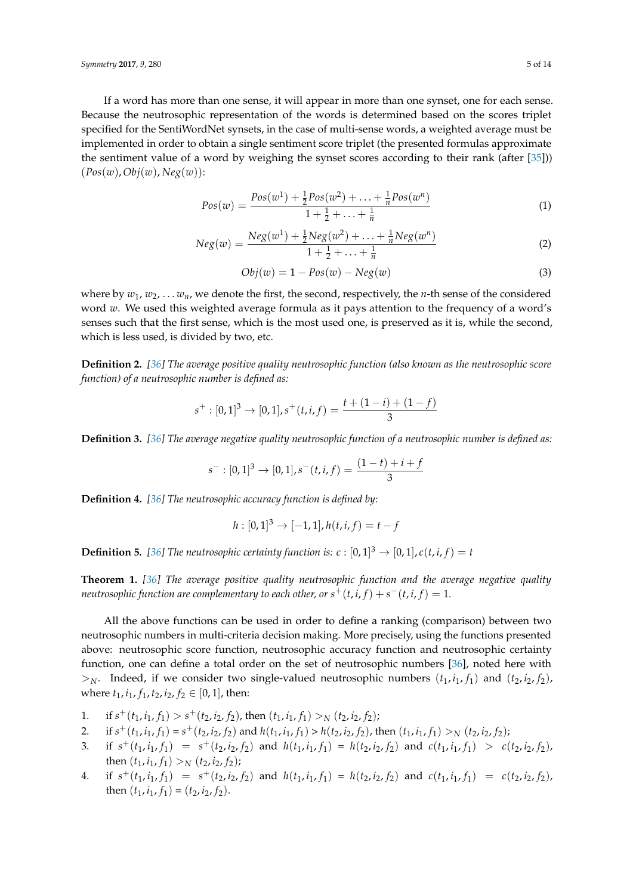If a word has more than one sense, it will appear in more than one synset, one for each sense. Because the neutrosophic representation of the words is determined based on the scores triplet specified for the SentiWordNet synsets, in the case of multi-sense words, a weighted average must be implemented in order to obtain a single sentiment score triplet (the presented formulas approximate the sentiment value of a word by weighing the synset scores according to their rank (after [35])) $(Pos(w), Obj(w), Neg(w))$:

$$Pos(w) = \frac{Pos(w^1) + \frac{1}{2}Pos(w^2) + \ldots + \frac{1}{n}Pos(w^n)}{1 + \frac{1}{2} + \ldots + \frac{1}{n}} \tag{1}$$

$$Neg(w) = \frac{Neg(w^1) + \frac{1}{2}Neg(w^2) + \ldots + \frac{1}{n}Neg(w^n)}{1 + \frac{1}{2} + \ldots + \frac{1}{n}} \tag{2}$$

$$Obj(w) = 1 - Pos(w) - Neg(w) \tag{3}$$

where by $w_1, w_2, \ldots w_n$, we denote the first, the second, respectively, the $n$-th sense of the considered word $w$. We used this weighted average formula as it pays attention to the frequency of a word's senses such that the first sense, which is the most used one, is preserved as it is, while the second, which is less used, is divided by two, etc.

**Definition 2.** *[36] The average positive quality neutrosophic function (also known as the neutrosophic score function) of a neutrosophic number is defined as:*

$$s^+ : [0,1]^3 \to [0,1], s^+(t,i,f) = \frac{t + (1-i) + (1-f)}{3}$$

**Definition 3.** *[36] The average negative quality neutrosophic function of a neutrosophic number is defined as:*

$$s^- : [0,1]^3 \to [0,1], s^-(t,i,f) = \frac{(1-t) + i + f}{3}$$

**Definition 4.** *[36] The neutrosophic accuracy function is defined by:*

$$h : [0,1]^3 \to [-1,1], h(t,i,f) = t - f$$

**Definition 5.** *[36] The neutrosophic certainty function is:* $c : [0,1]^3 \to [0,1], c(t,i,f) = t$

**Theorem 1.** *[36] The average positive quality neutrosophic function and the average negative quality neutrosophic function are complementary to each other, or* $s^+(t,i,f) + s^-(t,i,f) = 1$.

All the above functions can be used in order to define a ranking (comparison) between two neutrosophic numbers in multi-criteria decision making. More precisely, using the functions presented above: neutrosophic score function, neutrosophic accuracy function and neutrosophic certainty function, one can define a total order on the set of neutrosophic numbers [36], noted here with $>_N$. Indeed, if we consider two single-valued neutrosophic numbers $(t_1, i_1, f_1)$ and $(t_2, i_2, f_2)$, where $t_1, i_1, f_1, t_2, i_2, f_2 \in [0,1]$, then:

1. if $s^+(t_1, i_1, f_1) > s^+(t_2, i_2, f_2)$, then $(t_1, i_1, f_1) >_N (t_2, i_2, f_2)$;
2. if $s^+(t_1, i_1, f_1) = s^+(t_2, i_2, f_2)$ and $h(t_1, i_1, f_1) > h(t_2, i_2, f_2)$, then $(t_1, i_1, f_1) >_N (t_2, i_2, f_2)$;
3. if $s^+(t_1, i_1, f_1) = s^+(t_2, i_2, f_2)$ and $h(t_1, i_1, f_1) = h(t_2, i_2, f_2)$ and $c(t_1, i_1, f_1) > c(t_2, i_2, f_2)$, then $(t_1, i_1, f_1) >_N (t_2, i_2, f_2)$;
4. if $s^+(t_1, i_1, f_1) = s^+(t_2, i_2, f_2)$ and $h(t_1, i_1, f_1) = h(t_2, i_2, f_2)$ and $c(t_1, i_1, f_1) = c(t_2, i_2, f_2)$, then $(t_1, i_1, f_1) = (t_2, i_2, f_2)$.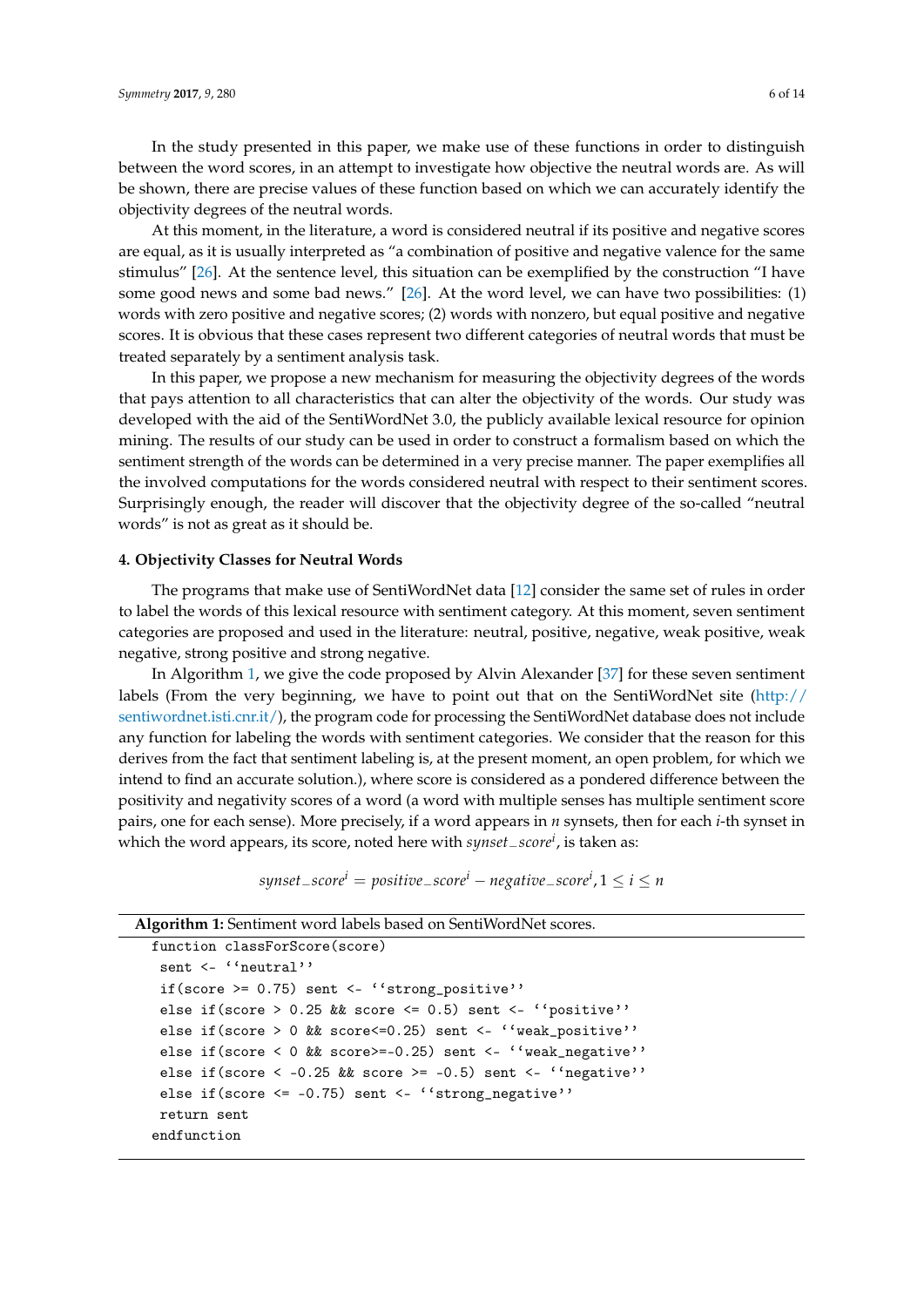In the study presented in this paper, we make use of these functions in order to distinguish between the word scores, in an attempt to investigate how objective the neutral words are. As will be shown, there are precise values of these function based on which we can accurately identify the objectivity degrees of the neutral words.

At this moment, in the literature, a word is considered neutral if its positive and negative scores are equal, as it is usually interpreted as "a combination of positive and negative valence for the same stimulus" [26]. At the sentence level, this situation can be exemplified by the construction "I have some good news and some bad news." [26]. At the word level, we can have two possibilities: (1) words with zero positive and negative scores; (2) words with nonzero, but equal positive and negative scores. It is obvious that these cases represent two different categories of neutral words that must be treated separately by a sentiment analysis task.

In this paper, we propose a new mechanism for measuring the objectivity degrees of the words that pays attention to all characteristics that can alter the objectivity of the words. Our study was developed with the aid of the SentiWordNet 3.0, the publicly available lexical resource for opinion mining. The results of our study can be used in order to construct a formalism based on which the sentiment strength of the words can be determined in a very precise manner. The paper exemplifies all the involved computations for the words considered neutral with respect to their sentiment scores. Surprisingly enough, the reader will discover that the objectivity degree of the so-called "neutral words" is not as great as it should be.

## 4. Objectivity Classes for Neutral Words

The programs that make use of SentiWordNet data [12] consider the same set of rules in order to label the words of this lexical resource with sentiment category. At this moment, seven sentiment categories are proposed and used in the literature: neutral, positive, negative, weak positive, weak negative, strong positive and strong negative.

In Algorithm 1, we give the code proposed by Alvin Alexander [37] for these seven sentiment labels (From the very beginning, we have to point out that on the SentiWordNet site (http://sentiwordnet.isti.cnr.it/), the program code for processing the SentiWordNet database does not include any function for labeling the words with sentiment categories. We consider that the reason for this derives from the fact that sentiment labeling is, at the present moment, an open problem, for which we intend to find an accurate solution.), where score is considered as a pondered difference between the positivity and negativity scores of a word (a word with multiple senses has multiple sentiment score pairs, one for each sense). More precisely, if a word appears in $n$ synsets, then for each $i$-th synset in which the word appears, its score, noted here with $synset\_score^i$, is taken as:

$$synset\_score^i = positive\_score^i - negative\_score^i, 1 \le i \le n$$

**Algorithm 1:** Sentiment word labels based on SentiWordNet scores.

```
function classForScore(score)
 sent <- ''neutral''
 if(score >= 0.75) sent <- ''strong_positive''
 else if(score > 0.25 && score <= 0.5) sent <- ''positive''
 else if(score > 0 && score<=0.25) sent <- ''weak_positive''
 else if(score < 0 && score>=-0.25) sent <- ''weak_negative''
 else if(score < -0.25 && score >= -0.5) sent <- ''negative''
 else if(score <= -0.75) sent <- ''strong_negative''
 return sent
endfunction
```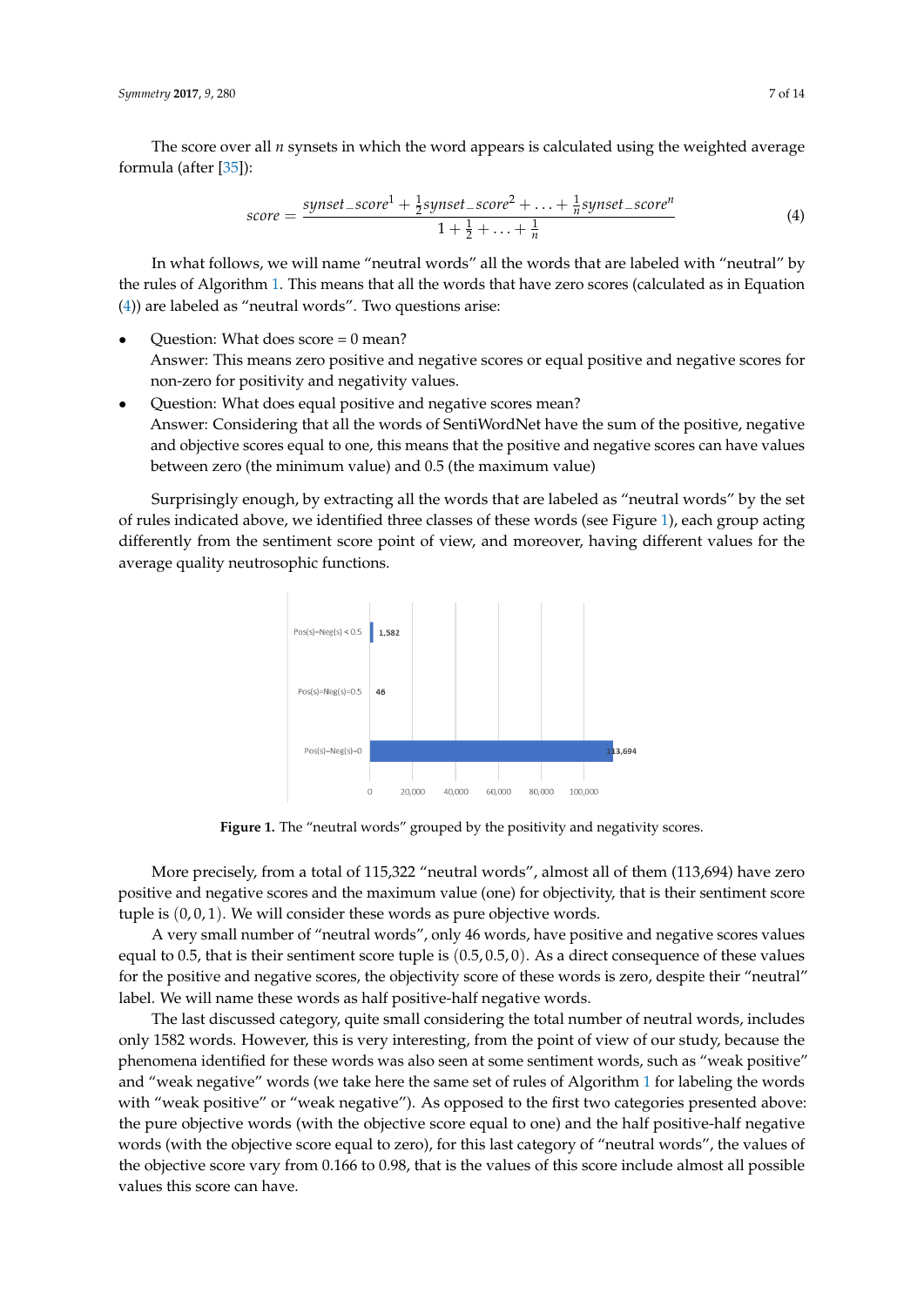The score over all $n$ synsets in which the word appears is calculated using the weighted average formula (after [35]):

$$score = \frac{synset\_score^1 + \frac{1}{2}synset\_score^2 + \ldots + \frac{1}{n}synset\_score^n}{1 + \frac{1}{2} + \ldots + \frac{1}{n}} \quad (4)$$

In what follows, we will name "neutral words" all the words that are labeled with "neutral" by the rules of Algorithm 1. This means that all the words that have zero scores (calculated as in Equation (4)) are labeled as "neutral words". Two questions arise:

- Question: What does score = 0 mean?  
  Answer: This means zero positive and negative scores or equal positive and negative scores for non-zero for positivity and negativity values.
- Question: What does equal positive and negative scores mean?  
  Answer: Considering that all the words of SentiWordNet have the sum of the positive, negative and objective scores equal to one, this means that the positive and negative scores can have values between zero (the minimum value) and 0.5 (the maximum value)

Surprisingly enough, by extracting all the words that are labeled as "neutral words" by the set of rules indicated above, we identified three classes of these words (see Figure 1), each group acting differently from the sentiment score point of view, and moreover, having different values for the average quality neutrosophic functions.

| Category | Number of words |
|---|---|
| Pos(s)=Neg(s) < 0.5 | 1,582 |
| Pos(s)=Neg(s)=0.5 | 46 |
| Pos(s)=Neg(s)=0 | 113,694 |

**Figure 1.** The "neutral words" grouped by the positivity and negativity scores.

More precisely, from a total of 115,322 "neutral words", almost all of them (113,694) have zero positive and negative scores and the maximum value (one) for objectivity, that is their sentiment score tuple is $(0, 0, 1)$. We will consider these words as pure objective words.

A very small number of "neutral words", only 46 words, have positive and negative scores values equal to 0.5, that is their sentiment score tuple is $(0.5, 0.5, 0)$. As a direct consequence of these values for the positive and negative scores, the objectivity score of these words is zero, despite their "neutral" label. We will name these words as half positive-half negative words.

The last discussed category, quite small considering the total number of neutral words, includes only 1582 words. However, this is very interesting, from the point of view of our study, because the phenomena identified for these words was also seen at some sentiment words, such as "weak positive" and "weak negative" words (we take here the same set of rules of Algorithm 1 for labeling the words with "weak positive" or "weak negative"). As opposed to the first two categories presented above: the pure objective words (with the objective score equal to one) and the half positive-half negative words (with the objective score equal to zero), for this last category of "neutral words", the values of the objective score vary from 0.166 to 0.98, that is the values of this score include almost all possible values this score can have.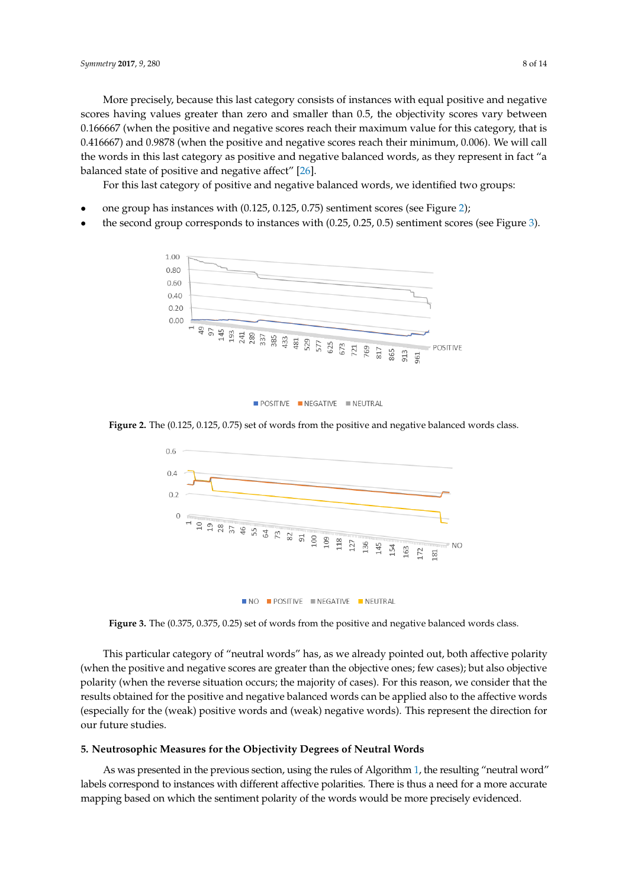More precisely, because this last category consists of instances with equal positive and negative scores having values greater than zero and smaller than 0.5, the objectivity scores vary between 0.166667 (when the positive and negative scores reach their maximum value for this category, that is 0.416667) and 0.9878 (when the positive and negative scores reach their minimum, 0.006). We will call the words in this last category as positive and negative balanced words, as they represent in fact "a balanced state of positive and negative affect" [26].

For this last category of positive and negative balanced words, we identified two groups:

- one group has instances with (0.125, 0.125, 0.75) sentiment scores (see Figure 2);
- the second group corresponds to instances with (0.25, 0.25, 0.5) sentiment scores (see Figure 3).

**Figure 2.** The (0.125, 0.125, 0.75) set of words from the positive and negative balanced words class.

**Figure 3.** The (0.375, 0.375, 0.25) set of words from the positive and negative balanced words class.

This particular category of "neutral words" has, as we already pointed out, both affective polarity (when the positive and negative scores are greater than the objective ones; few cases); but also objective polarity (when the reverse situation occurs; the majority of cases). For this reason, we consider that the results obtained for the positive and negative balanced words can be applied also to the affective words (especially for the (weak) positive words and (weak) negative words). This represent the direction for our future studies.

## 5. Neutrosophic Measures for the Objectivity Degrees of Neutral Words

As was presented in the previous section, using the rules of Algorithm 1, the resulting "neutral word" labels correspond to instances with different affective polarities. There is thus a need for a more accurate mapping based on which the sentiment polarity of the words would be more precisely evidenced.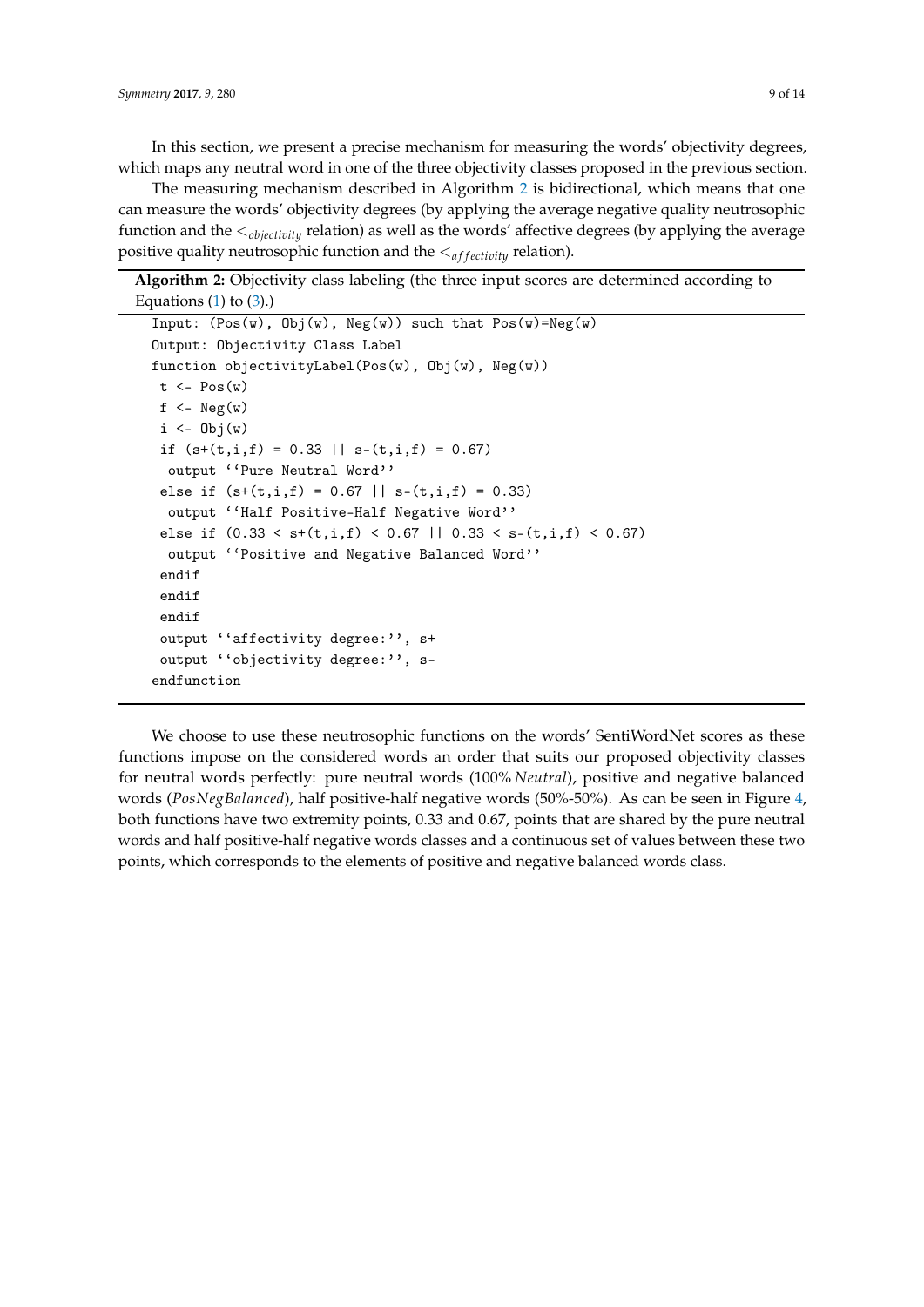In this section, we present a precise mechanism for measuring the words' objectivity degrees, which maps any neutral word in one of the three objectivity classes proposed in the previous section.

The measuring mechanism described in Algorithm 2 is bidirectional, which means that one can measure the words' objectivity degrees (by applying the average negative quality neutrosophic function and the $<_{objectivity}$ relation) as well as the words' affective degrees (by applying the average positive quality neutrosophic function and the $<_{affectivity}$ relation).

**Algorithm 2:** Objectivity class labeling (the three input scores are determined according to Equations (1) to (3).)

```
Input: (Pos(w), Obj(w), Neg(w)) such that Pos(w)=Neg(w)
Output: Objectivity Class Label
function objectivityLabel(Pos(w), Obj(w), Neg(w))
 t <- Pos(w)
 f <- Neg(w)
 i <- Obj(w)
 if (s+(t,i,f) = 0.33 || s-(t,i,f) = 0.67)
  output ''Pure Neutral Word''
 else if (s+(t,i,f) = 0.67 || s-(t,i,f) = 0.33)
  output ''Half Positive-Half Negative Word''
 else if (0.33 < s+(t,i,f) < 0.67 || 0.33 < s-(t,i,f) < 0.67)
  output ''Positive and Negative Balanced Word''
 endif
 endif
 endif
 output ''affectivity degree:'', s+
 output ''objectivity degree:'', s-
endfunction
```

We choose to use these neutrosophic functions on the words' SentiWordNet scores as these functions impose on the considered words an order that suits our proposed objectivity classes for neutral words perfectly: pure neutral words (100% *Neutral*), positive and negative balanced words (*PosNegBalanced*), half positive-half negative words (50%-50%). As can be seen in Figure 4, both functions have two extremity points, 0.33 and 0.67, points that are shared by the pure neutral words and half positive-half negative words classes and a continuous set of values between these two points, which corresponds to the elements of positive and negative balanced words class.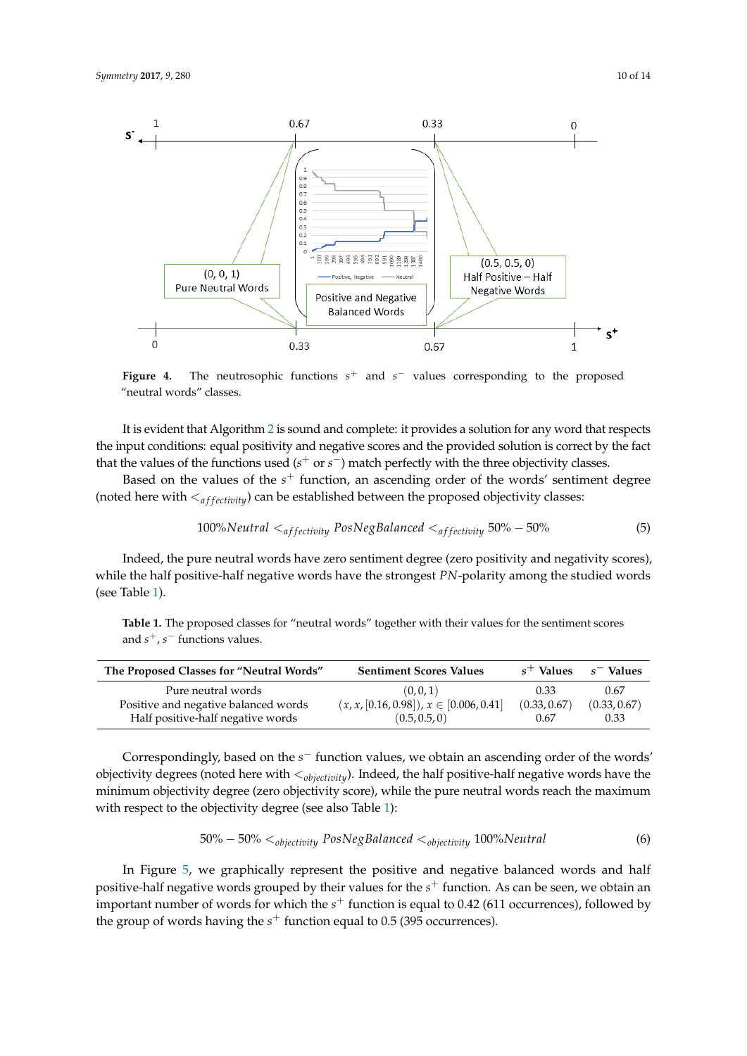**Figure 4.** The neutrosophic functions $s^+$ and $s^-$ values corresponding to the proposed "neutral words" classes.

It is evident that Algorithm 2 is sound and complete: it provides a solution for any word that respects the input conditions: equal positivity and negative scores and the provided solution is correct by the fact that the values of the functions used ($s^+$ or $s^-$) match perfectly with the three objectivity classes.

Based on the values of the $s^+$ function, an ascending order of the words' sentiment degree (noted here with $<_{affectivity}$) can be established between the proposed objectivity classes:

$$100\% Neutral <_{affectivity} PosNegBalanced <_{affectivity} 50\% - 50\% \tag{5}$$

Indeed, the pure neutral words have zero sentiment degree (zero positivity and negativity scores), while the half positive-half negative words have the strongest $PN$-polarity among the studied words (see Table 1).

**Table 1.** The proposed classes for "neutral words" together with their values for the sentiment scores and $s^+, s^-$ functions values.

| The Proposed Classes for "Neutral Words" | Sentiment Scores Values | $s^+$ Values | $s^-$ Values |
|---|---|---|---|
| Pure neutral words | $(0, 0, 1)$ | 0.33 | 0.67 |
| Positive and negative balanced words | $(x, x, [0.16, 0.98]), x \in [0.006, 0.41]$ | $(0.33, 0.67)$ | $(0.33, 0.67)$ |
| Half positive-half negative words | $(0.5, 0.5, 0)$ | 0.67 | 0.33 |

Correspondingly, based on the $s^-$ function values, we obtain an ascending order of the words' objectivity degrees (noted here with $<_{objectivity}$). Indeed, the half positive-half negative words have the minimum objectivity degree (zero objectivity score), while the pure neutral words reach the maximum with respect to the objectivity degree (see also Table 1):

$$50\% - 50\% <_{objectivity} PosNegBalanced <_{objectivity} 100\% Neutral \tag{6}$$

In Figure 5, we graphically represent the positive and negative balanced words and half positive-half negative words grouped by their values for the $s^+$ function. As can be seen, we obtain an important number of words for which the $s^+$ function is equal to 0.42 (611 occurrences), followed by the group of words having the $s^+$ function equal to 0.5 (395 occurrences).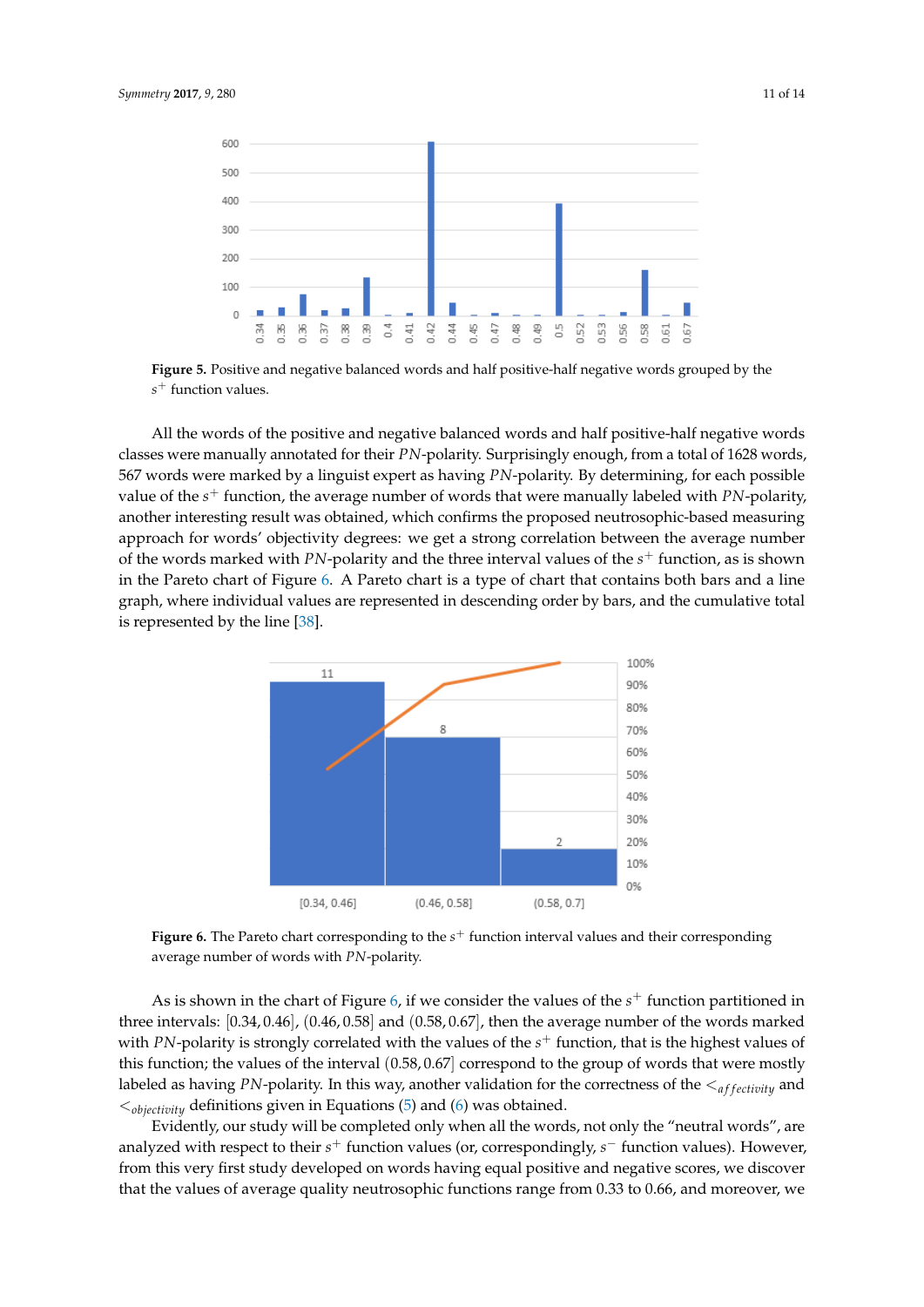**Figure 5.** Positive and negative balanced words and half positive-half negative words grouped by the $s^+$ function values.

All the words of the positive and negative balanced words and half positive-half negative words classes were manually annotated for their *PN*-polarity. Surprisingly enough, from a total of 1628 words, 567 words were marked by a linguist expert as having *PN*-polarity. By determining, for each possible value of the $s^+$ function, the average number of words that were manually labeled with *PN*-polarity, another interesting result was obtained, which confirms the proposed neutrosophic-based measuring approach for words' objectivity degrees: we get a strong correlation between the average number of the words marked with *PN*-polarity and the three interval values of the $s^+$ function, as is shown in the Pareto chart of Figure 6. A Pareto chart is a type of chart that contains both bars and a line graph, where individual values are represented in descending order by bars, and the cumulative total is represented by the line [38].

**Figure 6.** The Pareto chart corresponding to the $s^+$ function interval values and their corresponding average number of words with *PN*-polarity.

As is shown in the chart of Figure 6, if we consider the values of the $s^+$ function partitioned in three intervals: $[0.34, 0.46]$, $(0.46, 0.58]$ and $(0.58, 0.67]$, then the average number of the words marked with *PN*-polarity is strongly correlated with the values of the $s^+$ function, that is the highest values of this function; the values of the interval $(0.58, 0.67]$ correspond to the group of words that were mostly labeled as having *PN*-polarity. In this way, another validation for the correctness of the $<_{affectivity}$ and $<_{objectivity}$ definitions given in Equations (5) and (6) was obtained.

Evidently, our study will be completed only when all the words, not only the "neutral words", are analyzed with respect to their $s^+$ function values (or, correspondingly, $s^-$ function values). However, from this very first study developed on words having equal positive and negative scores, we discover that the values of average quality neutrosophic functions range from 0.33 to 0.66, and moreover, we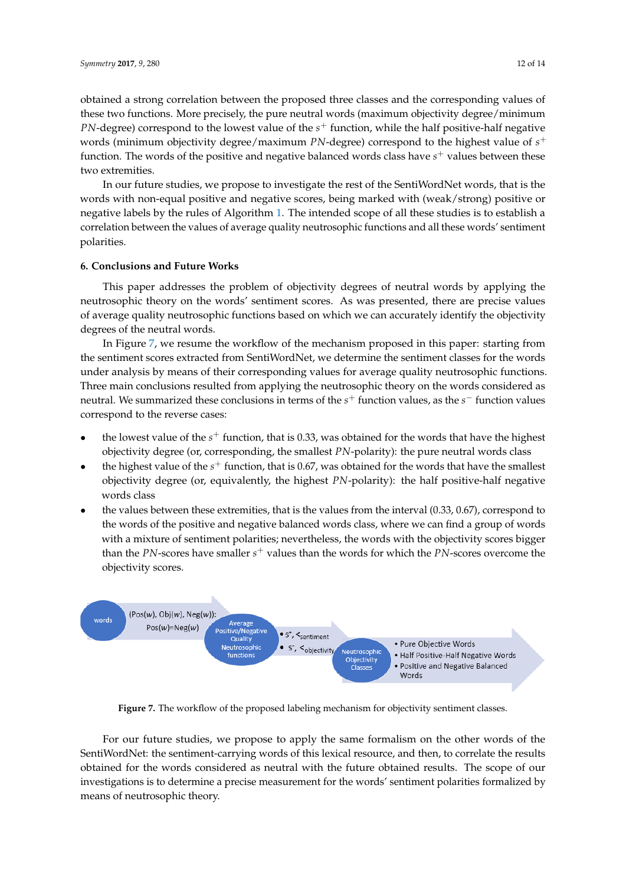obtained a strong correlation between the proposed three classes and the corresponding values of these two functions. More precisely, the pure neutral words (maximum objectivity degree/minimum $PN$-degree) correspond to the lowest value of the $s^+$ function, while the half positive-half negative words (minimum objectivity degree/maximum $PN$-degree) correspond to the highest value of $s^+$ function. The words of the positive and negative balanced words class have $s^+$ values between these two extremities.

In our future studies, we propose to investigate the rest of the SentiWordNet words, that is the words with non-equal positive and negative scores, being marked with (weak/strong) positive or negative labels by the rules of Algorithm 1. The intended scope of all these studies is to establish a correlation between the values of average quality neutrosophic functions and all these words' sentiment polarities.

## 6. Conclusions and Future Works

This paper addresses the problem of objectivity degrees of neutral words by applying the neutrosophic theory on the words' sentiment scores. As was presented, there are precise values of average quality neutrosophic functions based on which we can accurately identify the objectivity degrees of the neutral words.

In Figure 7, we resume the workflow of the mechanism proposed in this paper: starting from the sentiment scores extracted from SentiWordNet, we determine the sentiment classes for the words under analysis by means of their corresponding values for average quality neutrosophic functions. Three main conclusions resulted from applying the neutrosophic theory on the words considered as neutral. We summarized these conclusions in terms of the $s^+$ function values, as the $s^-$ function values correspond to the reverse cases:

- the lowest value of the $s^+$ function, that is 0.33, was obtained for the words that have the highest objectivity degree (or, corresponding, the smallest $PN$-polarity): the pure neutral words class
- the highest value of the $s^+$ function, that is 0.67, was obtained for the words that have the smallest objectivity degree (or, equivalently, the highest $PN$-polarity): the half positive-half negative words class
- the values between these extremities, that is the values from the interval (0.33, 0.67), correspond to the words of the positive and negative balanced words class, where we can find a group of words with a mixture of sentiment polarities; nevertheless, the words with the objectivity scores bigger than the $PN$-scores have smaller $s^+$ values than the words for which the $PN$-scores overcome the objectivity scores.

words → (Pos($w$), Obj($w$), Neg($w$)): Pos($w$)=Neg($w$) → Average Positive/Negative Quality Neutrosophic functions → • $s^+$, $<_{sentiment}$ • $s^-$, $<_{objectivity}$ → Neutrosophic Objectivity Classes → • Pure Objective Words • Half Positive-Half Negative Words • Positive and Negative Balanced Words

**Figure 7.** The workflow of the proposed labeling mechanism for objectivity sentiment classes.

For our future studies, we propose to apply the same formalism on the other words of the SentiWordNet: the sentiment-carrying words of this lexical resource, and then, to correlate the results obtained for the words considered as neutral with the future obtained results. The scope of our investigations is to determine a precise measurement for the words' sentiment polarities formalized by means of neutrosophic theory.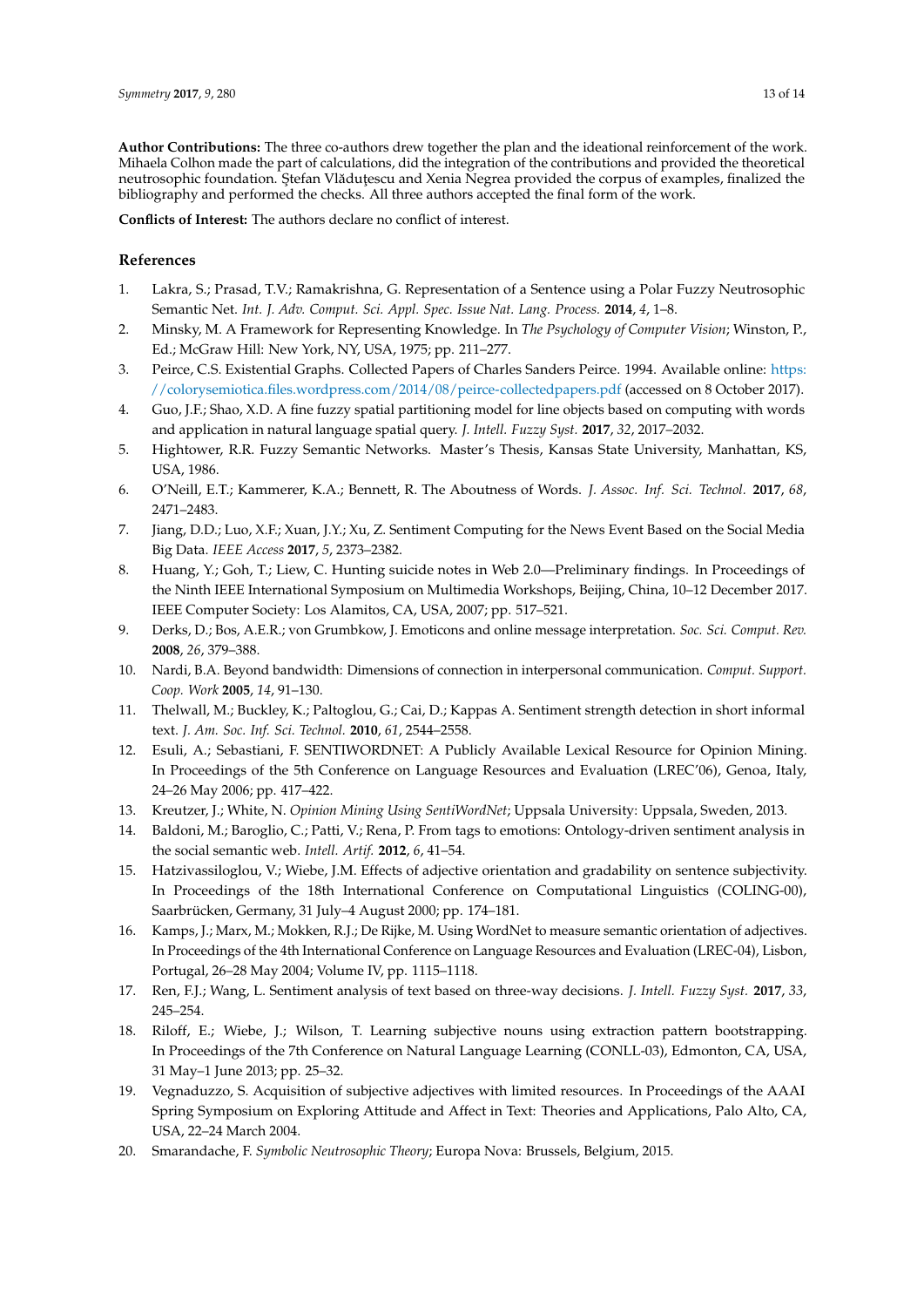**Author Contributions:** The three co-authors drew together the plan and the ideational reinforcement of the work. Mihaela Colhon made the part of calculations, did the integration of the contributions and provided the theoretical neutrosophic foundation. Ştefan Vlăduţescu and Xenia Negrea provided the corpus of examples, finalized the bibliography and performed the checks. All three authors accepted the final form of the work.

**Conflicts of Interest:** The authors declare no conflict of interest.

## References

1. Lakra, S.; Prasad, T.V.; Ramakrishna, G. Representation of a Sentence using a Polar Fuzzy Neutrosophic Semantic Net. *Int. J. Adv. Comput. Sci. Appl. Spec. Issue Nat. Lang. Process.* **2014**, *4*, 1–8.
2. Minsky, M. A Framework for Representing Knowledge. In *The Psychology of Computer Vision*; Winston, P., Ed.; McGraw Hill: New York, NY, USA, 1975; pp. 211–277.
3. Peirce, C.S. Existential Graphs. Collected Papers of Charles Sanders Peirce. 1994. Available online: https://colorysemiotica.files.wordpress.com/2014/08/peirce-collectedpapers.pdf (accessed on 8 October 2017).
4. Guo, J.F.; Shao, X.D. A fine fuzzy spatial partitioning model for line objects based on computing with words and application in natural language spatial query. *J. Intell. Fuzzy Syst.* **2017**, *32*, 2017–2032.
5. Hightower, R.R. Fuzzy Semantic Networks. Master's Thesis, Kansas State University, Manhattan, KS, USA, 1986.
6. O'Neill, E.T.; Kammerer, K.A.; Bennett, R. The Aboutness of Words. *J. Assoc. Inf. Sci. Technol.* **2017**, *68*, 2471–2483.
7. Jiang, D.D.; Luo, X.F.; Xuan, J.Y.; Xu, Z. Sentiment Computing for the News Event Based on the Social Media Big Data. *IEEE Access* **2017**, *5*, 2373–2382.
8. Huang, Y.; Goh, T.; Liew, C. Hunting suicide notes in Web 2.0—Preliminary findings. In Proceedings of the Ninth IEEE International Symposium on Multimedia Workshops, Beijing, China, 10–12 December 2017. IEEE Computer Society: Los Alamitos, CA, USA, 2007; pp. 517–521.
9. Derks, D.; Bos, A.E.R.; von Grumbkow, J. Emoticons and online message interpretation. *Soc. Sci. Comput. Rev.* **2008**, *26*, 379–388.
10. Nardi, B.A. Beyond bandwidth: Dimensions of connection in interpersonal communication. *Comput. Support. Coop. Work* **2005**, *14*, 91–130.
11. Thelwall, M.; Buckley, K.; Paltoglou, G.; Cai, D.; Kappas A. Sentiment strength detection in short informal text. *J. Am. Soc. Inf. Sci. Technol.* **2010**, *61*, 2544–2558.
12. Esuli, A.; Sebastiani, F. SENTIWORDNET: A Publicly Available Lexical Resource for Opinion Mining. In Proceedings of the 5th Conference on Language Resources and Evaluation (LREC'06), Genoa, Italy, 24–26 May 2006; pp. 417–422.
13. Kreutzer, J.; White, N. *Opinion Mining Using SentiWordNet*; Uppsala University: Uppsala, Sweden, 2013.
14. Baldoni, M.; Baroglio, C.; Patti, V.; Rena, P. From tags to emotions: Ontology-driven sentiment analysis in the social semantic web. *Intell. Artif.* **2012**, *6*, 41–54.
15. Hatzivassiloglou, V.; Wiebe, J.M. Effects of adjective orientation and gradability on sentence subjectivity. In Proceedings of the 18th International Conference on Computational Linguistics (COLING-00), Saarbrücken, Germany, 31 July–4 August 2000; pp. 174–181.
16. Kamps, J.; Marx, M.; Mokken, R.J.; De Rijke, M. Using WordNet to measure semantic orientation of adjectives. In Proceedings of the 4th International Conference on Language Resources and Evaluation (LREC-04), Lisbon, Portugal, 26–28 May 2004; Volume IV, pp. 1115–1118.
17. Ren, F.J.; Wang, L. Sentiment analysis of text based on three-way decisions. *J. Intell. Fuzzy Syst.* **2017**, *33*, 245–254.
18. Riloff, E.; Wiebe, J.; Wilson, T. Learning subjective nouns using extraction pattern bootstrapping. In Proceedings of the 7th Conference on Natural Language Learning (CONLL-03), Edmonton, CA, USA, 31 May–1 June 2013; pp. 25–32.
19. Vegnaduzzo, S. Acquisition of subjective adjectives with limited resources. In Proceedings of the AAAI Spring Symposium on Exploring Attitude and Affect in Text: Theories and Applications, Palo Alto, CA, USA, 22–24 March 2004.
20. Smarandache, F. *Symbolic Neutrosophic Theory*; Europa Nova: Brussels, Belgium, 2015.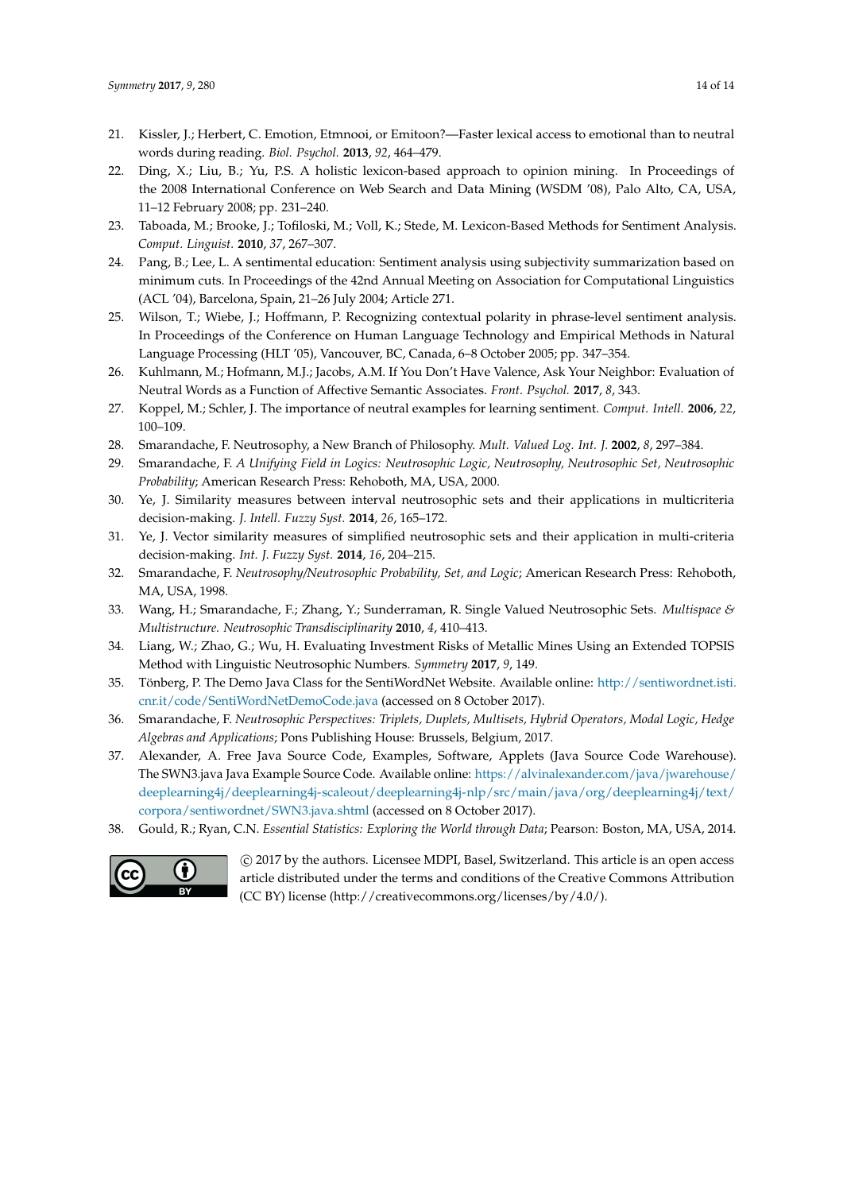21. Kissler, J.; Herbert, C. Emotion, Etmnooi, or Emitoon?—Faster lexical access to emotional than to neutral words during reading. *Biol. Psychol.* **2013**, *92*, 464–479.
22. Ding, X.; Liu, B.; Yu, P.S. A holistic lexicon-based approach to opinion mining. In Proceedings of the 2008 International Conference on Web Search and Data Mining (WSDM '08), Palo Alto, CA, USA, 11–12 February 2008; pp. 231–240.
23. Taboada, M.; Brooke, J.; Tofiloski, M.; Voll, K.; Stede, M. Lexicon-Based Methods for Sentiment Analysis. *Comput. Linguist.* **2010**, *37*, 267–307.
24. Pang, B.; Lee, L. A sentimental education: Sentiment analysis using subjectivity summarization based on minimum cuts. In Proceedings of the 42nd Annual Meeting on Association for Computational Linguistics (ACL '04), Barcelona, Spain, 21–26 July 2004; Article 271.
25. Wilson, T.; Wiebe, J.; Hoffmann, P. Recognizing contextual polarity in phrase-level sentiment analysis. In Proceedings of the Conference on Human Language Technology and Empirical Methods in Natural Language Processing (HLT '05), Vancouver, BC, Canada, 6–8 October 2005; pp. 347–354.
26. Kuhlmann, M.; Hofmann, M.J.; Jacobs, A.M. If You Don't Have Valence, Ask Your Neighbor: Evaluation of Neutral Words as a Function of Affective Semantic Associates. *Front. Psychol.* **2017**, *8*, 343.
27. Koppel, M.; Schler, J. The importance of neutral examples for learning sentiment. *Comput. Intell.* **2006**, *22*, 100–109.
28. Smarandache, F. Neutrosophy, a New Branch of Philosophy. *Mult. Valued Log. Int. J.* **2002**, *8*, 297–384.
29. Smarandache, F. *A Unifying Field in Logics: Neutrosophic Logic, Neutrosophy, Neutrosophic Set, Neutrosophic Probability*; American Research Press: Rehoboth, MA, USA, 2000.
30. Ye, J. Similarity measures between interval neutrosophic sets and their applications in multicriteria decision-making. *J. Intell. Fuzzy Syst.* **2014**, *26*, 165–172.
31. Ye, J. Vector similarity measures of simplified neutrosophic sets and their application in multi-criteria decision-making. *Int. J. Fuzzy Syst.* **2014**, *16*, 204–215.
32. Smarandache, F. *Neutrosophy/Neutrosophic Probability, Set, and Logic*; American Research Press: Rehoboth, MA, USA, 1998.
33. Wang, H.; Smarandache, F.; Zhang, Y.; Sunderraman, R. Single Valued Neutrosophic Sets. *Multispace & Multistructure. Neutrosophic Transdisciplinarity* **2010**, *4*, 410–413.
34. Liang, W.; Zhao, G.; Wu, H. Evaluating Investment Risks of Metallic Mines Using an Extended TOPSIS Method with Linguistic Neutrosophic Numbers. *Symmetry* **2017**, *9*, 149.
35. Tönberg, P. The Demo Java Class for the SentiWordNet Website. Available online: http://sentiwordnet.isti.cnr.it/code/SentiWordNetDemoCode.java (accessed on 8 October 2017).
36. Smarandache, F. *Neutrosophic Perspectives: Triplets, Duplets, Multisets, Hybrid Operators, Modal Logic, Hedge Algebras and Applications*; Pons Publishing House: Brussels, Belgium, 2017.
37. Alexander, A. Free Java Source Code, Examples, Software, Applets (Java Source Code Warehouse). The SWN3.java Java Example Source Code. Available online: https://alvinalexander.com/java/jwarehouse/deeplearning4j/deeplearning4j-scaleout/deeplearning4j-nlp/src/main/java/org/deeplearning4j/text/corpora/sentiwordnet/SWN3.java.shtml (accessed on 8 October 2017).
38. Gould, R.; Ryan, C.N. *Essential Statistics: Exploring the World through Data*; Pearson: Boston, MA, USA, 2014.

© 2017 by the authors. Licensee MDPI, Basel, Switzerland. This article is an open access article distributed under the terms and conditions of the Creative Commons Attribution (CC BY) license (http://creativecommons.org/licenses/by/4.0/).